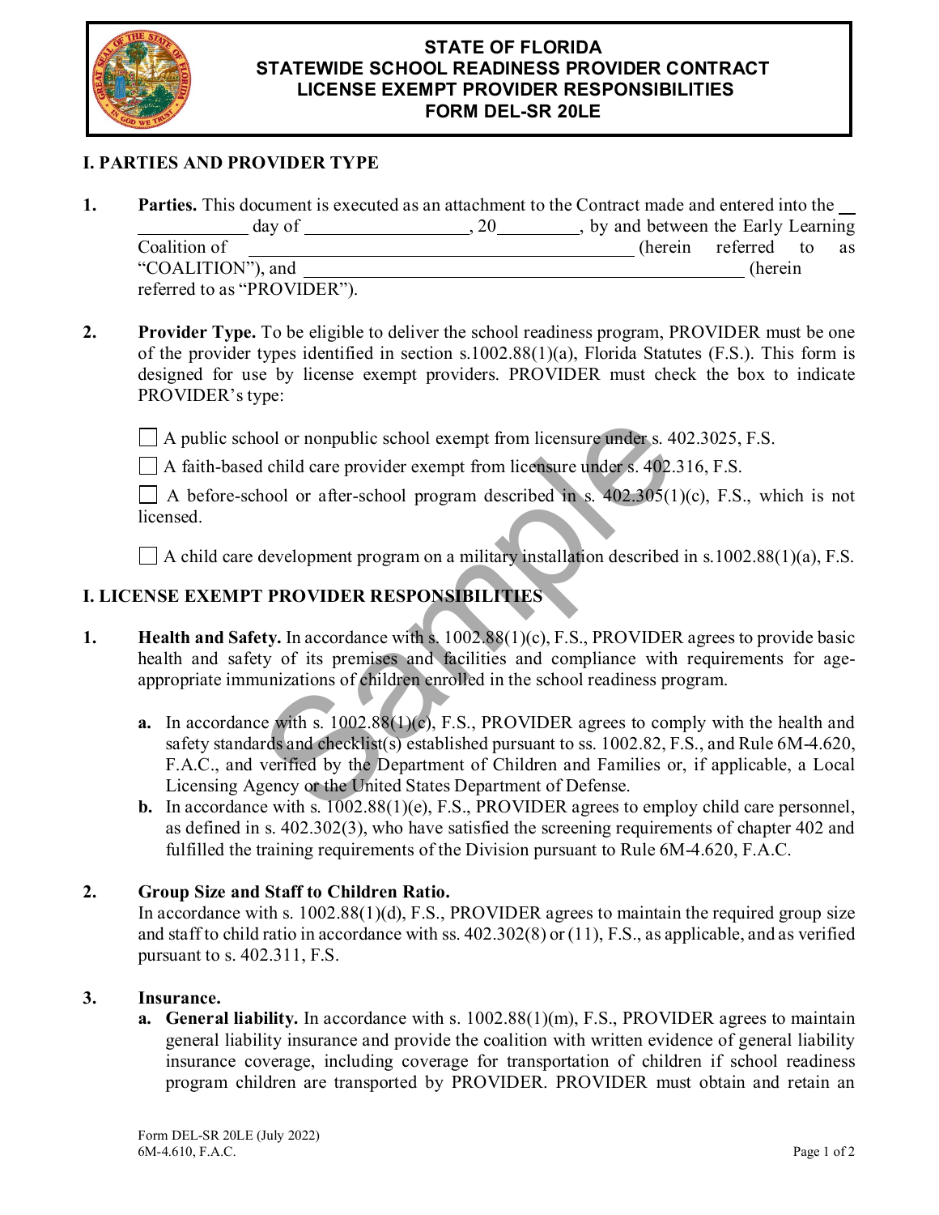# STATE OF FLORIDA
# STATEWIDE SCHOOL READINESS PROVIDER CONTRACT
# LICENSE EXEMPT PROVIDER RESPONSIBILITIES
# FORM DEL-SR 20LE

## I. PARTIES AND PROVIDER TYPE

1. **Parties.** This document is executed as an attachment to the Contract made and entered into the \_\_\_\_\_\_\_\_\_\_\_\_\_\_ day of \_\_\_\_\_\_\_\_\_\_\_\_\_\_\_\_\_\_, 20\_\_\_\_\_\_\_\_\_, by and between the Early Learning Coalition of \_\_\_\_\_\_\_\_\_\_\_\_\_\_\_\_\_\_\_\_\_\_\_\_\_\_\_\_\_\_\_\_\_\_\_\_\_\_\_\_\_\_\_\_ (herein referred to as "COALITION"), and \_\_\_\_\_\_\_\_\_\_\_\_\_\_\_\_\_\_\_\_\_\_\_\_\_\_\_\_\_\_\_\_\_\_\_\_\_\_\_\_\_\_\_\_\_\_\_\_\_\_ (herein referred to as "PROVIDER").

2. **Provider Type.** To be eligible to deliver the school readiness program, PROVIDER must be one of the provider types identified in section s.1002.88(1)(a), Florida Statutes (F.S.). This form is designed for use by license exempt providers. PROVIDER must check the box to indicate PROVIDER's type:

   ☐ A public school or nonpublic school exempt from licensure under s. 402.3025, F.S.

   ☐ A faith-based child care provider exempt from licensure under s. 402.316, F.S.

   ☐ A before-school or after-school program described in s. 402.305(1)(c), F.S., which is not licensed.

   ☐ A child care development program on a military installation described in s.1002.88(1)(a), F.S.

## I. LICENSE EXEMPT PROVIDER RESPONSIBILITIES

1. **Health and Safety.** In accordance with s. 1002.88(1)(c), F.S., PROVIDER agrees to provide basic health and safety of its premises and facilities and compliance with requirements for age-appropriate immunizations of children enrolled in the school readiness program.

   **a.** In accordance with s. 1002.88(1)(c), F.S., PROVIDER agrees to comply with the health and safety standards and checklist(s) established pursuant to ss. 1002.82, F.S., and Rule 6M-4.620, F.A.C., and verified by the Department of Children and Families or, if applicable, a Local Licensing Agency or the United States Department of Defense.

   **b.** In accordance with s. 1002.88(1)(e), F.S., PROVIDER agrees to employ child care personnel, as defined in s. 402.302(3), who have satisfied the screening requirements of chapter 402 and fulfilled the training requirements of the Division pursuant to Rule 6M-4.620, F.A.C.

2. **Group Size and Staff to Children Ratio.**
   In accordance with s. 1002.88(1)(d), F.S., PROVIDER agrees to maintain the required group size and staff to child ratio in accordance with ss. 402.302(8) or (11), F.S., as applicable, and as verified pursuant to s. 402.311, F.S.

3. **Insurance.**

   **a. General liability.** In accordance with s. 1002.88(1)(m), F.S., PROVIDER agrees to maintain general liability insurance and provide the coalition with written evidence of general liability insurance coverage, including coverage for transportation of children if school readiness program children are transported by PROVIDER. PROVIDER must obtain and retain an

Form DEL-SR 20LE (July 2022)
6M-4.610, F.A.C.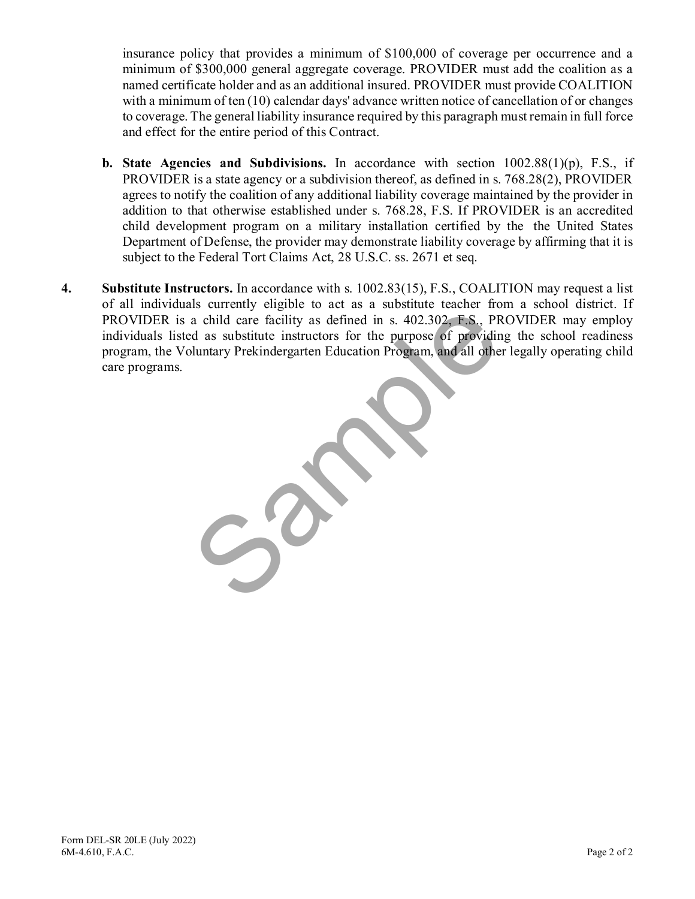insurance policy that provides a minimum of $100,000 of coverage per occurrence and a minimum of $300,000 general aggregate coverage. PROVIDER must add the coalition as a named certificate holder and as an additional insured. PROVIDER must provide COALITION with a minimum of ten (10) calendar days' advance written notice of cancellation of or changes to coverage. The general liability insurance required by this paragraph must remain in full force and effect for the entire period of this Contract.

**b. State Agencies and Subdivisions.** In accordance with section 1002.88(1)(p), F.S., if PROVIDER is a state agency or a subdivision thereof, as defined in s. 768.28(2), PROVIDER agrees to notify the coalition of any additional liability coverage maintained by the provider in addition to that otherwise established under s. 768.28, F.S. If PROVIDER is an accredited child development program on a military installation certified by the the United States Department of Defense, the provider may demonstrate liability coverage by affirming that it is subject to the Federal Tort Claims Act, 28 U.S.C. ss. 2671 et seq.

**4. Substitute Instructors.** In accordance with s. 1002.83(15), F.S., COALITION may request a list of all individuals currently eligible to act as a substitute teacher from a school district. If PROVIDER is a child care facility as defined in s. 402.302, F.S., PROVIDER may employ individuals listed as substitute instructors for the purpose of providing the school readiness program, the Voluntary Prekindergarten Education Program, and all other legally operating child care programs.

Sample

Form DEL-SR 20LE (July 2022)
6M-4.610, F.A.C.